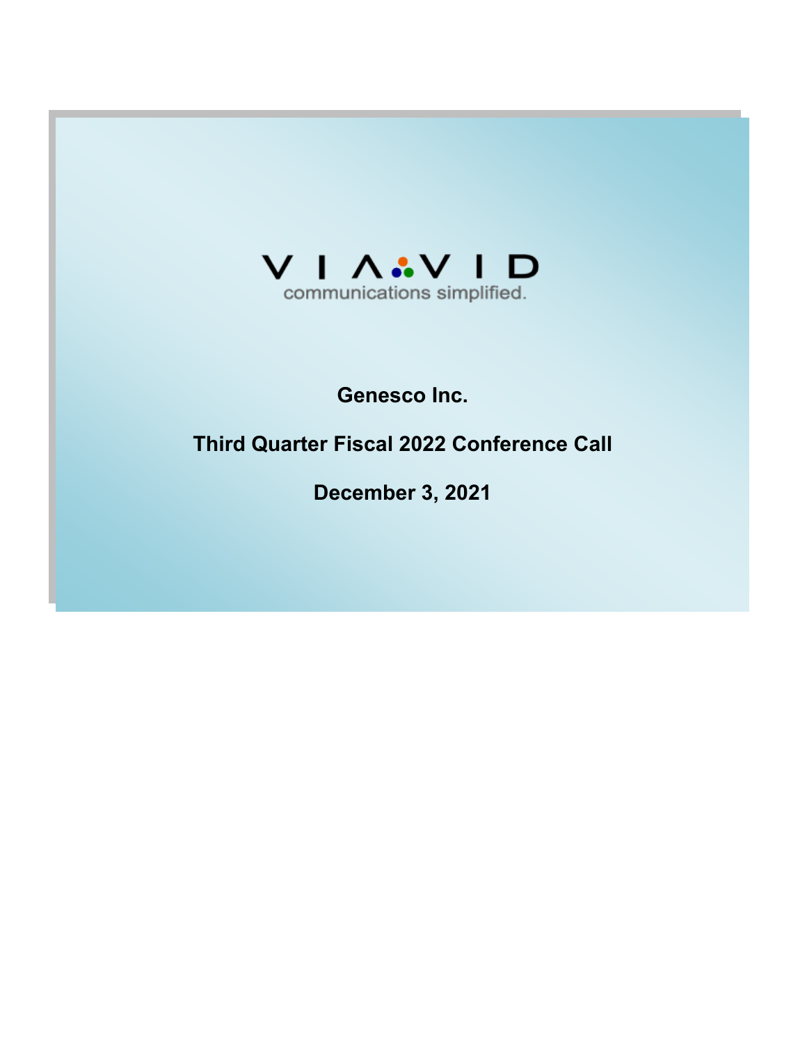VIAVID

communications simplified.

**Genesco Inc.**

**Third Quarter Fiscal 2022 Conference Call**

**December 3, 2021**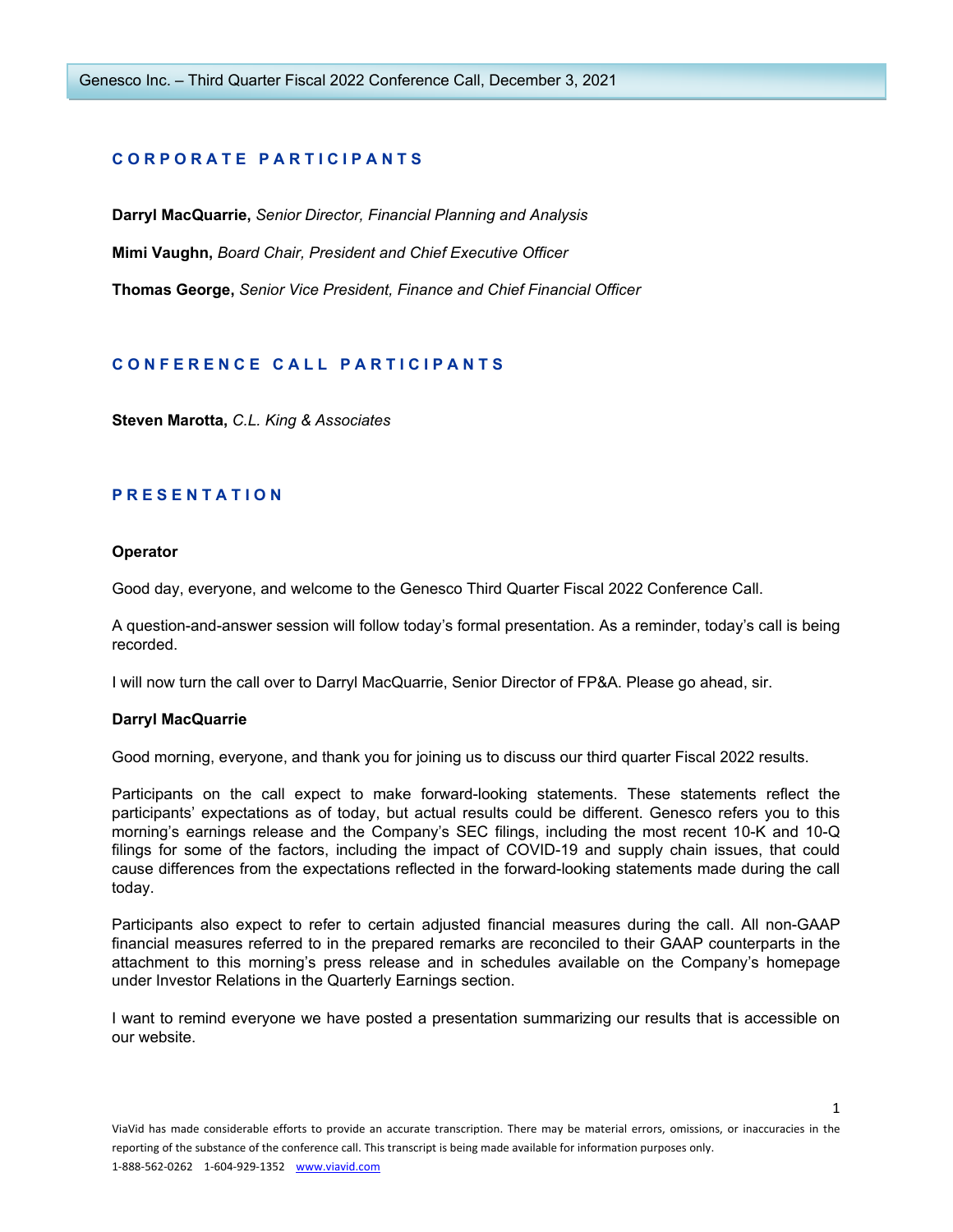## CORPORATE PARTICIPANTS

**Darryl MacQuarrie,** *Senior Director, Financial Planning and Analysis*

**Mimi Vaughn,** *Board Chair, President and Chief Executive Officer*

**Thomas George,** *Senior Vice President, Finance and Chief Financial Officer*

## CONFERENCE CALL PARTICIPANTS

**Steven Marotta,** *C.L. King & Associates*

## PRESENTATION

**Operator**

Good day, everyone, and welcome to the Genesco Third Quarter Fiscal 2022 Conference Call.

A question-and-answer session will follow today's formal presentation. As a reminder, today's call is being recorded.

I will now turn the call over to Darryl MacQuarrie, Senior Director of FP&A. Please go ahead, sir.

**Darryl MacQuarrie**

Good morning, everyone, and thank you for joining us to discuss our third quarter Fiscal 2022 results.

Participants on the call expect to make forward-looking statements. These statements reflect the participants' expectations as of today, but actual results could be different. Genesco refers you to this morning's earnings release and the Company's SEC filings, including the most recent 10-K and 10-Q filings for some of the factors, including the impact of COVID-19 and supply chain issues, that could cause differences from the expectations reflected in the forward-looking statements made during the call today.

Participants also expect to refer to certain adjusted financial measures during the call. All non-GAAP financial measures referred to in the prepared remarks are reconciled to their GAAP counterparts in the attachment to this morning's press release and in schedules available on the Company's homepage under Investor Relations in the Quarterly Earnings section.

I want to remind everyone we have posted a presentation summarizing our results that is accessible on our website.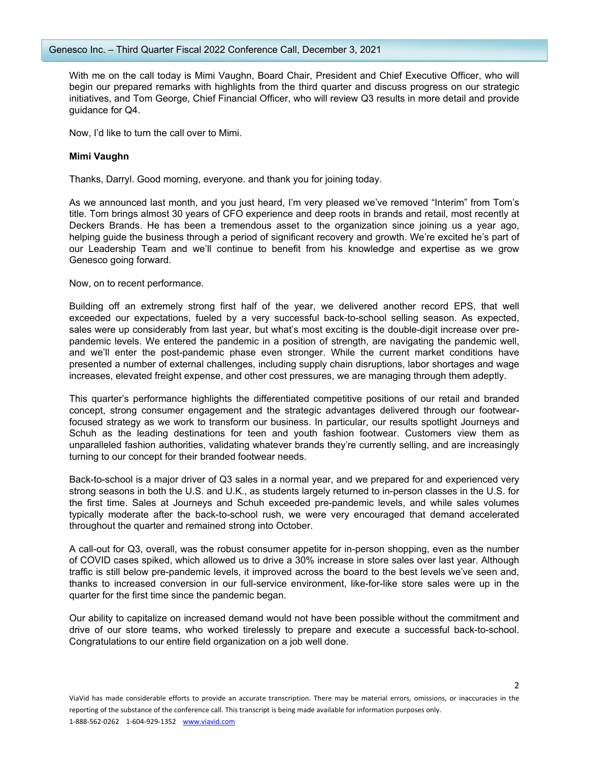With me on the call today is Mimi Vaughn, Board Chair, President and Chief Executive Officer, who will begin our prepared remarks with highlights from the third quarter and discuss progress on our strategic initiatives, and Tom George, Chief Financial Officer, who will review Q3 results in more detail and provide guidance for Q4.

Now, I'd like to turn the call over to Mimi.

**Mimi Vaughn**

Thanks, Darryl. Good morning, everyone. and thank you for joining today.

As we announced last month, and you just heard, I'm very pleased we've removed "Interim" from Tom's title. Tom brings almost 30 years of CFO experience and deep roots in brands and retail, most recently at Deckers Brands. He has been a tremendous asset to the organization since joining us a year ago, helping guide the business through a period of significant recovery and growth. We're excited he's part of our Leadership Team and we'll continue to benefit from his knowledge and expertise as we grow Genesco going forward.

Now, on to recent performance.

Building off an extremely strong first half of the year, we delivered another record EPS, that well exceeded our expectations, fueled by a very successful back-to-school selling season. As expected, sales were up considerably from last year, but what's most exciting is the double-digit increase over pre-pandemic levels. We entered the pandemic in a position of strength, are navigating the pandemic well, and we'll enter the post-pandemic phase even stronger. While the current market conditions have presented a number of external challenges, including supply chain disruptions, labor shortages and wage increases, elevated freight expense, and other cost pressures, we are managing through them adeptly.

This quarter's performance highlights the differentiated competitive positions of our retail and branded concept, strong consumer engagement and the strategic advantages delivered through our footwear-focused strategy as we work to transform our business. In particular, our results spotlight Journeys and Schuh as the leading destinations for teen and youth fashion footwear. Customers view them as unparalleled fashion authorities, validating whatever brands they're currently selling, and are increasingly turning to our concept for their branded footwear needs.

Back-to-school is a major driver of Q3 sales in a normal year, and we prepared for and experienced very strong seasons in both the U.S. and U.K., as students largely returned to in-person classes in the U.S. for the first time. Sales at Journeys and Schuh exceeded pre-pandemic levels, and while sales volumes typically moderate after the back-to-school rush, we were very encouraged that demand accelerated throughout the quarter and remained strong into October.

A call-out for Q3, overall, was the robust consumer appetite for in-person shopping, even as the number of COVID cases spiked, which allowed us to drive a 30% increase in store sales over last year. Although traffic is still below pre-pandemic levels, it improved across the board to the best levels we've seen and, thanks to increased conversion in our full-service environment, like-for-like store sales were up in the quarter for the first time since the pandemic began.

Our ability to capitalize on increased demand would not have been possible without the commitment and drive of our store teams, who worked tirelessly to prepare and execute a successful back-to-school. Congratulations to our entire field organization on a job well done.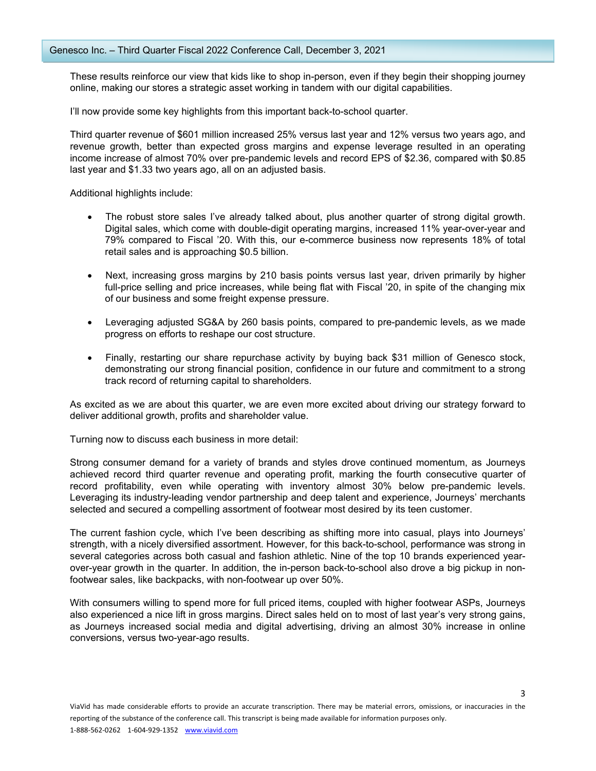These results reinforce our view that kids like to shop in-person, even if they begin their shopping journey online, making our stores a strategic asset working in tandem with our digital capabilities.

I'll now provide some key highlights from this important back-to-school quarter.

Third quarter revenue of $601 million increased 25% versus last year and 12% versus two years ago, and revenue growth, better than expected gross margins and expense leverage resulted in an operating income increase of almost 70% over pre-pandemic levels and record EPS of $2.36, compared with $0.85 last year and $1.33 two years ago, all on an adjusted basis.

Additional highlights include:

- The robust store sales I've already talked about, plus another quarter of strong digital growth. Digital sales, which come with double-digit operating margins, increased 11% year-over-year and 79% compared to Fiscal '20. With this, our e-commerce business now represents 18% of total retail sales and is approaching $0.5 billion.
- Next, increasing gross margins by 210 basis points versus last year, driven primarily by higher full-price selling and price increases, while being flat with Fiscal '20, in spite of the changing mix of our business and some freight expense pressure.
- Leveraging adjusted SG&A by 260 basis points, compared to pre-pandemic levels, as we made progress on efforts to reshape our cost structure.
- Finally, restarting our share repurchase activity by buying back $31 million of Genesco stock, demonstrating our strong financial position, confidence in our future and commitment to a strong track record of returning capital to shareholders.

As excited as we are about this quarter, we are even more excited about driving our strategy forward to deliver additional growth, profits and shareholder value.

Turning now to discuss each business in more detail:

Strong consumer demand for a variety of brands and styles drove continued momentum, as Journeys achieved record third quarter revenue and operating profit, marking the fourth consecutive quarter of record profitability, even while operating with inventory almost 30% below pre-pandemic levels. Leveraging its industry-leading vendor partnership and deep talent and experience, Journeys' merchants selected and secured a compelling assortment of footwear most desired by its teen customer.

The current fashion cycle, which I've been describing as shifting more into casual, plays into Journeys' strength, with a nicely diversified assortment. However, for this back-to-school, performance was strong in several categories across both casual and fashion athletic. Nine of the top 10 brands experienced year-over-year growth in the quarter. In addition, the in-person back-to-school also drove a big pickup in non-footwear sales, like backpacks, with non-footwear up over 50%.

With consumers willing to spend more for full priced items, coupled with higher footwear ASPs, Journeys also experienced a nice lift in gross margins. Direct sales held on to most of last year's very strong gains, as Journeys increased social media and digital advertising, driving an almost 30% increase in online conversions, versus two-year-ago results.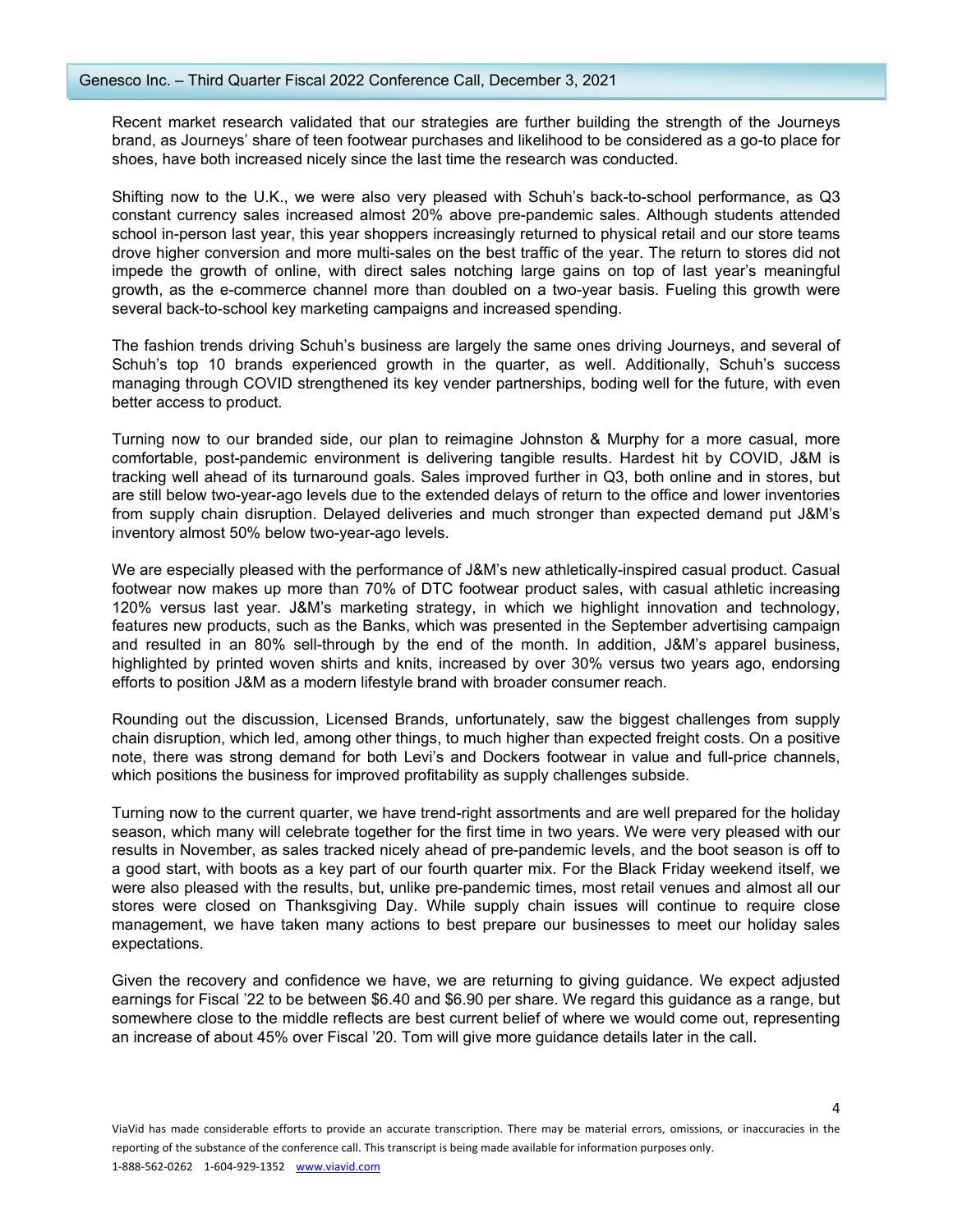Recent market research validated that our strategies are further building the strength of the Journeys brand, as Journeys' share of teen footwear purchases and likelihood to be considered as a go-to place for shoes, have both increased nicely since the last time the research was conducted.

Shifting now to the U.K., we were also very pleased with Schuh's back-to-school performance, as Q3 constant currency sales increased almost 20% above pre-pandemic sales. Although students attended school in-person last year, this year shoppers increasingly returned to physical retail and our store teams drove higher conversion and more multi-sales on the best traffic of the year. The return to stores did not impede the growth of online, with direct sales notching large gains on top of last year's meaningful growth, as the e-commerce channel more than doubled on a two-year basis. Fueling this growth were several back-to-school key marketing campaigns and increased spending.

The fashion trends driving Schuh's business are largely the same ones driving Journeys, and several of Schuh's top 10 brands experienced growth in the quarter, as well. Additionally, Schuh's success managing through COVID strengthened its key vender partnerships, boding well for the future, with even better access to product.

Turning now to our branded side, our plan to reimagine Johnston & Murphy for a more casual, more comfortable, post-pandemic environment is delivering tangible results. Hardest hit by COVID, J&M is tracking well ahead of its turnaround goals. Sales improved further in Q3, both online and in stores, but are still below two-year-ago levels due to the extended delays of return to the office and lower inventories from supply chain disruption. Delayed deliveries and much stronger than expected demand put J&M's inventory almost 50% below two-year-ago levels.

We are especially pleased with the performance of J&M's new athletically-inspired casual product. Casual footwear now makes up more than 70% of DTC footwear product sales, with casual athletic increasing 120% versus last year. J&M's marketing strategy, in which we highlight innovation and technology, features new products, such as the Banks, which was presented in the September advertising campaign and resulted in an 80% sell-through by the end of the month. In addition, J&M's apparel business, highlighted by printed woven shirts and knits, increased by over 30% versus two years ago, endorsing efforts to position J&M as a modern lifestyle brand with broader consumer reach.

Rounding out the discussion, Licensed Brands, unfortunately, saw the biggest challenges from supply chain disruption, which led, among other things, to much higher than expected freight costs. On a positive note, there was strong demand for both Levi's and Dockers footwear in value and full-price channels, which positions the business for improved profitability as supply challenges subside.

Turning now to the current quarter, we have trend-right assortments and are well prepared for the holiday season, which many will celebrate together for the first time in two years. We were very pleased with our results in November, as sales tracked nicely ahead of pre-pandemic levels, and the boot season is off to a good start, with boots as a key part of our fourth quarter mix. For the Black Friday weekend itself, we were also pleased with the results, but, unlike pre-pandemic times, most retail venues and almost all our stores were closed on Thanksgiving Day. While supply chain issues will continue to require close management, we have taken many actions to best prepare our businesses to meet our holiday sales expectations.

Given the recovery and confidence we have, we are returning to giving guidance. We expect adjusted earnings for Fiscal '22 to be between $6.40 and $6.90 per share. We regard this guidance as a range, but somewhere close to the middle reflects are best current belief of where we would come out, representing an increase of about 45% over Fiscal '20. Tom will give more guidance details later in the call.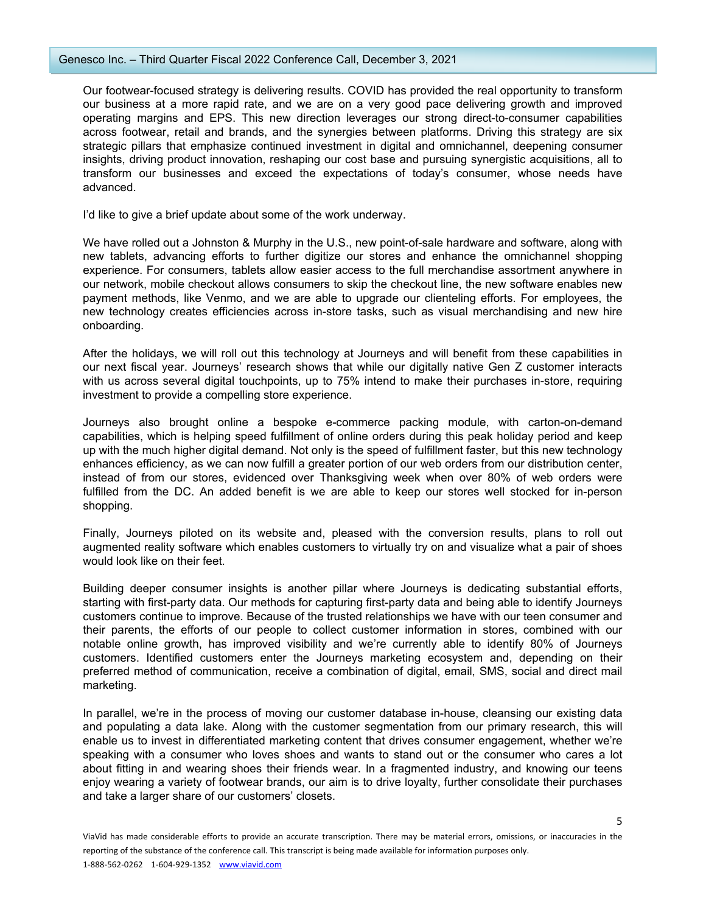Our footwear-focused strategy is delivering results. COVID has provided the real opportunity to transform our business at a more rapid rate, and we are on a very good pace delivering growth and improved operating margins and EPS. This new direction leverages our strong direct-to-consumer capabilities across footwear, retail and brands, and the synergies between platforms. Driving this strategy are six strategic pillars that emphasize continued investment in digital and omnichannel, deepening consumer insights, driving product innovation, reshaping our cost base and pursuing synergistic acquisitions, all to transform our businesses and exceed the expectations of today's consumer, whose needs have advanced.

I'd like to give a brief update about some of the work underway.

We have rolled out a Johnston & Murphy in the U.S., new point-of-sale hardware and software, along with new tablets, advancing efforts to further digitize our stores and enhance the omnichannel shopping experience. For consumers, tablets allow easier access to the full merchandise assortment anywhere in our network, mobile checkout allows consumers to skip the checkout line, the new software enables new payment methods, like Venmo, and we are able to upgrade our clienteling efforts. For employees, the new technology creates efficiencies across in-store tasks, such as visual merchandising and new hire onboarding.

After the holidays, we will roll out this technology at Journeys and will benefit from these capabilities in our next fiscal year. Journeys' research shows that while our digitally native Gen Z customer interacts with us across several digital touchpoints, up to 75% intend to make their purchases in-store, requiring investment to provide a compelling store experience.

Journeys also brought online a bespoke e-commerce packing module, with carton-on-demand capabilities, which is helping speed fulfillment of online orders during this peak holiday period and keep up with the much higher digital demand. Not only is the speed of fulfillment faster, but this new technology enhances efficiency, as we can now fulfill a greater portion of our web orders from our distribution center, instead of from our stores, evidenced over Thanksgiving week when over 80% of web orders were fulfilled from the DC. An added benefit is we are able to keep our stores well stocked for in-person shopping.

Finally, Journeys piloted on its website and, pleased with the conversion results, plans to roll out augmented reality software which enables customers to virtually try on and visualize what a pair of shoes would look like on their feet.

Building deeper consumer insights is another pillar where Journeys is dedicating substantial efforts, starting with first-party data. Our methods for capturing first-party data and being able to identify Journeys customers continue to improve. Because of the trusted relationships we have with our teen consumer and their parents, the efforts of our people to collect customer information in stores, combined with our notable online growth, has improved visibility and we're currently able to identify 80% of Journeys customers. Identified customers enter the Journeys marketing ecosystem and, depending on their preferred method of communication, receive a combination of digital, email, SMS, social and direct mail marketing.

In parallel, we're in the process of moving our customer database in-house, cleansing our existing data and populating a data lake. Along with the customer segmentation from our primary research, this will enable us to invest in differentiated marketing content that drives consumer engagement, whether we're speaking with a consumer who loves shoes and wants to stand out or the consumer who cares a lot about fitting in and wearing shoes their friends wear. In a fragmented industry, and knowing our teens enjoy wearing a variety of footwear brands, our aim is to drive loyalty, further consolidate their purchases and take a larger share of our customers' closets.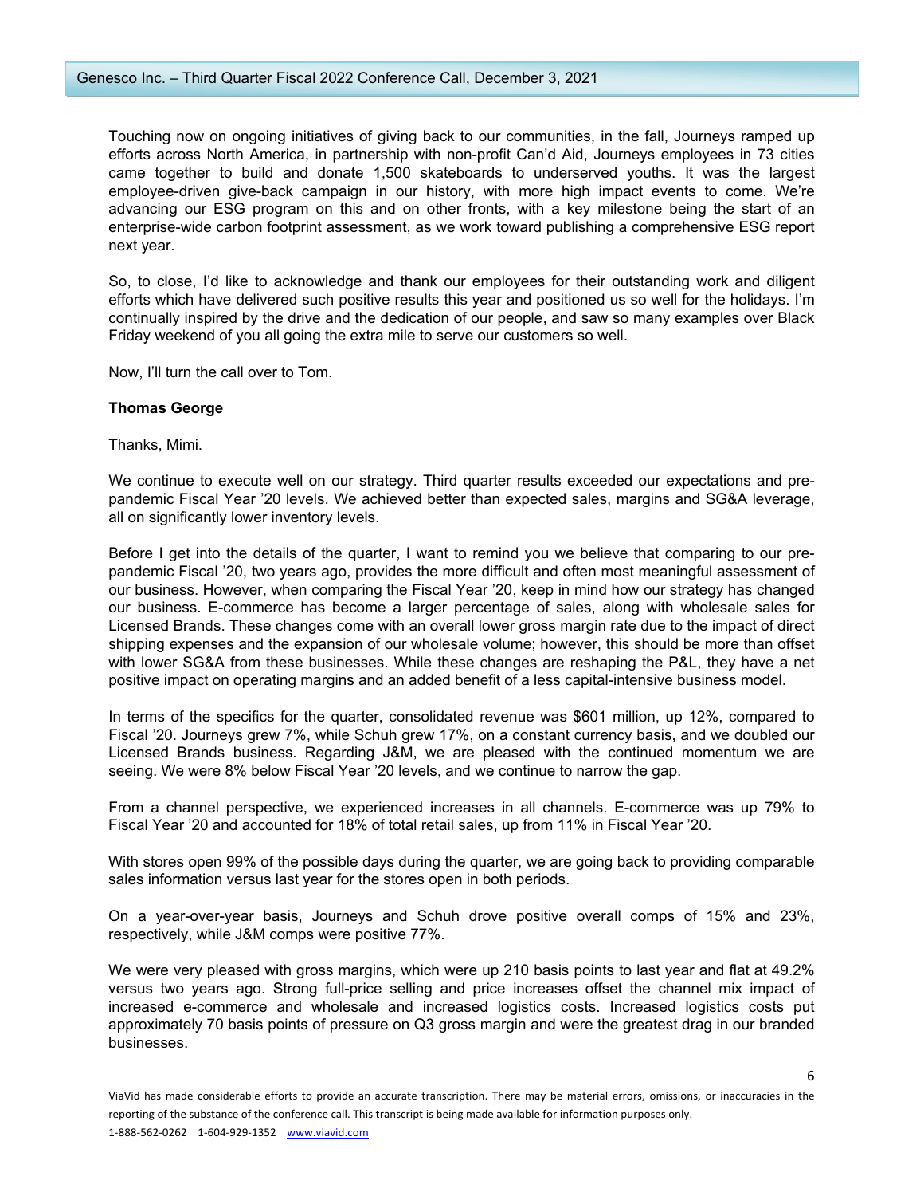Touching now on ongoing initiatives of giving back to our communities, in the fall, Journeys ramped up efforts across North America, in partnership with non-profit Can'd Aid, Journeys employees in 73 cities came together to build and donate 1,500 skateboards to underserved youths. It was the largest employee-driven give-back campaign in our history, with more high impact events to come. We're advancing our ESG program on this and on other fronts, with a key milestone being the start of an enterprise-wide carbon footprint assessment, as we work toward publishing a comprehensive ESG report next year.

So, to close, I'd like to acknowledge and thank our employees for their outstanding work and diligent efforts which have delivered such positive results this year and positioned us so well for the holidays. I'm continually inspired by the drive and the dedication of our people, and saw so many examples over Black Friday weekend of you all going the extra mile to serve our customers so well.

Now, I'll turn the call over to Tom.

**Thomas George**

Thanks, Mimi.

We continue to execute well on our strategy. Third quarter results exceeded our expectations and pre-pandemic Fiscal Year '20 levels. We achieved better than expected sales, margins and SG&A leverage, all on significantly lower inventory levels.

Before I get into the details of the quarter, I want to remind you we believe that comparing to our pre-pandemic Fiscal '20, two years ago, provides the more difficult and often most meaningful assessment of our business. However, when comparing the Fiscal Year '20, keep in mind how our strategy has changed our business. E-commerce has become a larger percentage of sales, along with wholesale sales for Licensed Brands. These changes come with an overall lower gross margin rate due to the impact of direct shipping expenses and the expansion of our wholesale volume; however, this should be more than offset with lower SG&A from these businesses. While these changes are reshaping the P&L, they have a net positive impact on operating margins and an added benefit of a less capital-intensive business model.

In terms of the specifics for the quarter, consolidated revenue was $601 million, up 12%, compared to Fiscal '20. Journeys grew 7%, while Schuh grew 17%, on a constant currency basis, and we doubled our Licensed Brands business. Regarding J&M, we are pleased with the continued momentum we are seeing. We were 8% below Fiscal Year '20 levels, and we continue to narrow the gap.

From a channel perspective, we experienced increases in all channels. E-commerce was up 79% to Fiscal Year '20 and accounted for 18% of total retail sales, up from 11% in Fiscal Year '20.

With stores open 99% of the possible days during the quarter, we are going back to providing comparable sales information versus last year for the stores open in both periods.

On a year-over-year basis, Journeys and Schuh drove positive overall comps of 15% and 23%, respectively, while J&M comps were positive 77%.

We were very pleased with gross margins, which were up 210 basis points to last year and flat at 49.2% versus two years ago. Strong full-price selling and price increases offset the channel mix impact of increased e-commerce and wholesale and increased logistics costs. Increased logistics costs put approximately 70 basis points of pressure on Q3 gross margin and were the greatest drag in our branded businesses.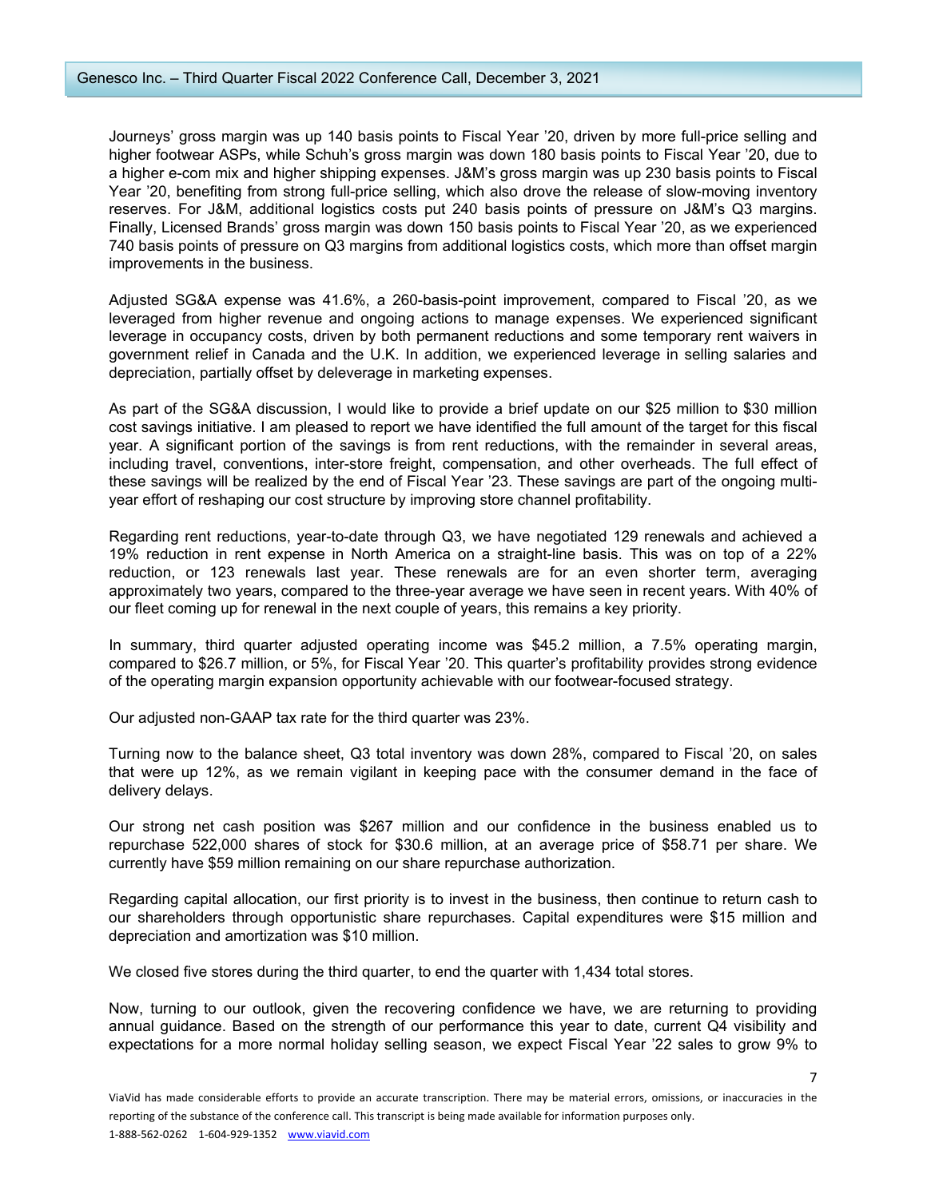Journeys' gross margin was up 140 basis points to Fiscal Year '20, driven by more full-price selling and higher footwear ASPs, while Schuh's gross margin was down 180 basis points to Fiscal Year '20, due to a higher e-com mix and higher shipping expenses. J&M's gross margin was up 230 basis points to Fiscal Year '20, benefiting from strong full-price selling, which also drove the release of slow-moving inventory reserves. For J&M, additional logistics costs put 240 basis points of pressure on J&M's Q3 margins. Finally, Licensed Brands' gross margin was down 150 basis points to Fiscal Year '20, as we experienced 740 basis points of pressure on Q3 margins from additional logistics costs, which more than offset margin improvements in the business.

Adjusted SG&A expense was 41.6%, a 260-basis-point improvement, compared to Fiscal '20, as we leveraged from higher revenue and ongoing actions to manage expenses. We experienced significant leverage in occupancy costs, driven by both permanent reductions and some temporary rent waivers in government relief in Canada and the U.K. In addition, we experienced leverage in selling salaries and depreciation, partially offset by deleverage in marketing expenses.

As part of the SG&A discussion, I would like to provide a brief update on our $25 million to $30 million cost savings initiative. I am pleased to report we have identified the full amount of the target for this fiscal year. A significant portion of the savings is from rent reductions, with the remainder in several areas, including travel, conventions, inter-store freight, compensation, and other overheads. The full effect of these savings will be realized by the end of Fiscal Year '23. These savings are part of the ongoing multi-year effort of reshaping our cost structure by improving store channel profitability.

Regarding rent reductions, year-to-date through Q3, we have negotiated 129 renewals and achieved a 19% reduction in rent expense in North America on a straight-line basis. This was on top of a 22% reduction, or 123 renewals last year. These renewals are for an even shorter term, averaging approximately two years, compared to the three-year average we have seen in recent years. With 40% of our fleet coming up for renewal in the next couple of years, this remains a key priority.

In summary, third quarter adjusted operating income was $45.2 million, a 7.5% operating margin, compared to $26.7 million, or 5%, for Fiscal Year '20. This quarter's profitability provides strong evidence of the operating margin expansion opportunity achievable with our footwear-focused strategy.

Our adjusted non-GAAP tax rate for the third quarter was 23%.

Turning now to the balance sheet, Q3 total inventory was down 28%, compared to Fiscal '20, on sales that were up 12%, as we remain vigilant in keeping pace with the consumer demand in the face of delivery delays.

Our strong net cash position was $267 million and our confidence in the business enabled us to repurchase 522,000 shares of stock for $30.6 million, at an average price of $58.71 per share. We currently have $59 million remaining on our share repurchase authorization.

Regarding capital allocation, our first priority is to invest in the business, then continue to return cash to our shareholders through opportunistic share repurchases. Capital expenditures were $15 million and depreciation and amortization was $10 million.

We closed five stores during the third quarter, to end the quarter with 1,434 total stores.

Now, turning to our outlook, given the recovering confidence we have, we are returning to providing annual guidance. Based on the strength of our performance this year to date, current Q4 visibility and expectations for a more normal holiday selling season, we expect Fiscal Year '22 sales to grow 9% to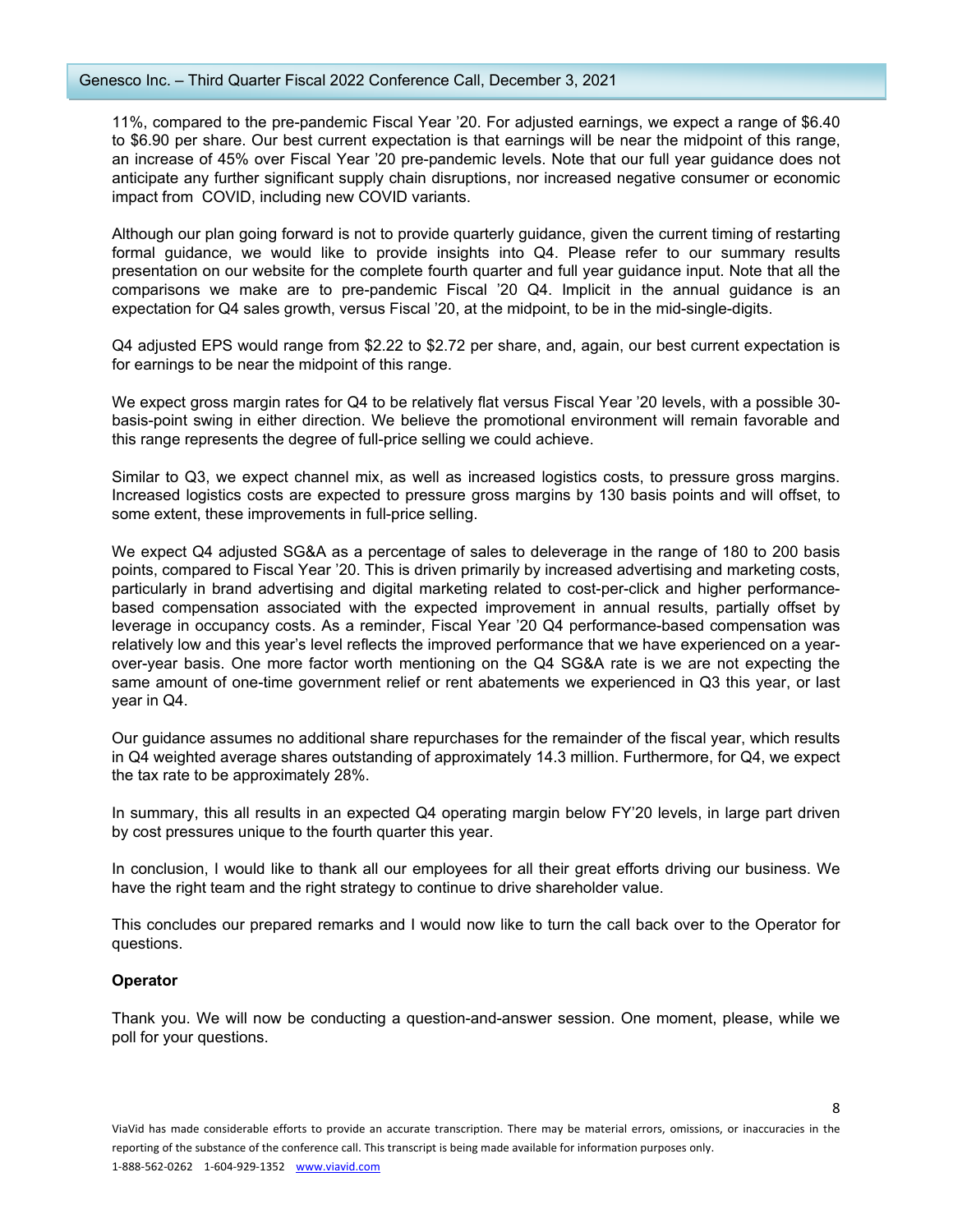11%, compared to the pre-pandemic Fiscal Year '20. For adjusted earnings, we expect a range of $6.40 to $6.90 per share. Our best current expectation is that earnings will be near the midpoint of this range, an increase of 45% over Fiscal Year '20 pre-pandemic levels. Note that our full year guidance does not anticipate any further significant supply chain disruptions, nor increased negative consumer or economic impact from COVID, including new COVID variants.

Although our plan going forward is not to provide quarterly guidance, given the current timing of restarting formal guidance, we would like to provide insights into Q4. Please refer to our summary results presentation on our website for the complete fourth quarter and full year guidance input. Note that all the comparisons we make are to pre-pandemic Fiscal '20 Q4. Implicit in the annual guidance is an expectation for Q4 sales growth, versus Fiscal '20, at the midpoint, to be in the mid-single-digits.

Q4 adjusted EPS would range from $2.22 to $2.72 per share, and, again, our best current expectation is for earnings to be near the midpoint of this range.

We expect gross margin rates for Q4 to be relatively flat versus Fiscal Year '20 levels, with a possible 30-basis-point swing in either direction. We believe the promotional environment will remain favorable and this range represents the degree of full-price selling we could achieve.

Similar to Q3, we expect channel mix, as well as increased logistics costs, to pressure gross margins. Increased logistics costs are expected to pressure gross margins by 130 basis points and will offset, to some extent, these improvements in full-price selling.

We expect Q4 adjusted SG&A as a percentage of sales to deleverage in the range of 180 to 200 basis points, compared to Fiscal Year '20. This is driven primarily by increased advertising and marketing costs, particularly in brand advertising and digital marketing related to cost-per-click and higher performance-based compensation associated with the expected improvement in annual results, partially offset by leverage in occupancy costs. As a reminder, Fiscal Year '20 Q4 performance-based compensation was relatively low and this year's level reflects the improved performance that we have experienced on a year-over-year basis. One more factor worth mentioning on the Q4 SG&A rate is we are not expecting the same amount of one-time government relief or rent abatements we experienced in Q3 this year, or last year in Q4.

Our guidance assumes no additional share repurchases for the remainder of the fiscal year, which results in Q4 weighted average shares outstanding of approximately 14.3 million. Furthermore, for Q4, we expect the tax rate to be approximately 28%.

In summary, this all results in an expected Q4 operating margin below FY'20 levels, in large part driven by cost pressures unique to the fourth quarter this year.

In conclusion, I would like to thank all our employees for all their great efforts driving our business. We have the right team and the right strategy to continue to drive shareholder value.

This concludes our prepared remarks and I would now like to turn the call back over to the Operator for questions.

**Operator**

Thank you. We will now be conducting a question-and-answer session. One moment, please, while we poll for your questions.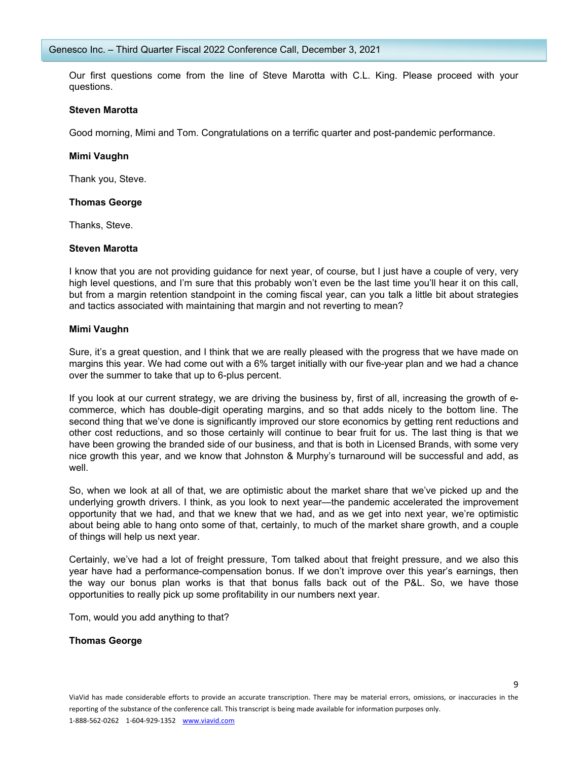Our first questions come from the line of Steve Marotta with C.L. King. Please proceed with your questions.

**Steven Marotta**

Good morning, Mimi and Tom. Congratulations on a terrific quarter and post-pandemic performance.

**Mimi Vaughn**

Thank you, Steve.

**Thomas George**

Thanks, Steve.

**Steven Marotta**

I know that you are not providing guidance for next year, of course, but I just have a couple of very, very high level questions, and I'm sure that this probably won't even be the last time you'll hear it on this call, but from a margin retention standpoint in the coming fiscal year, can you talk a little bit about strategies and tactics associated with maintaining that margin and not reverting to mean?

**Mimi Vaughn**

Sure, it's a great question, and I think that we are really pleased with the progress that we have made on margins this year. We had come out with a 6% target initially with our five-year plan and we had a chance over the summer to take that up to 6-plus percent.

If you look at our current strategy, we are driving the business by, first of all, increasing the growth of e-commerce, which has double-digit operating margins, and so that adds nicely to the bottom line. The second thing that we've done is significantly improved our store economics by getting rent reductions and other cost reductions, and so those certainly will continue to bear fruit for us. The last thing is that we have been growing the branded side of our business, and that is both in Licensed Brands, with some very nice growth this year, and we know that Johnston & Murphy's turnaround will be successful and add, as well.

So, when we look at all of that, we are optimistic about the market share that we've picked up and the underlying growth drivers. I think, as you look to next year—the pandemic accelerated the improvement opportunity that we had, and that we knew that we had, and as we get into next year, we're optimistic about being able to hang onto some of that, certainly, to much of the market share growth, and a couple of things will help us next year.

Certainly, we've had a lot of freight pressure, Tom talked about that freight pressure, and we also this year have had a performance-compensation bonus. If we don't improve over this year's earnings, then the way our bonus plan works is that that bonus falls back out of the P&L. So, we have those opportunities to really pick up some profitability in our numbers next year.

Tom, would you add anything to that?

**Thomas George**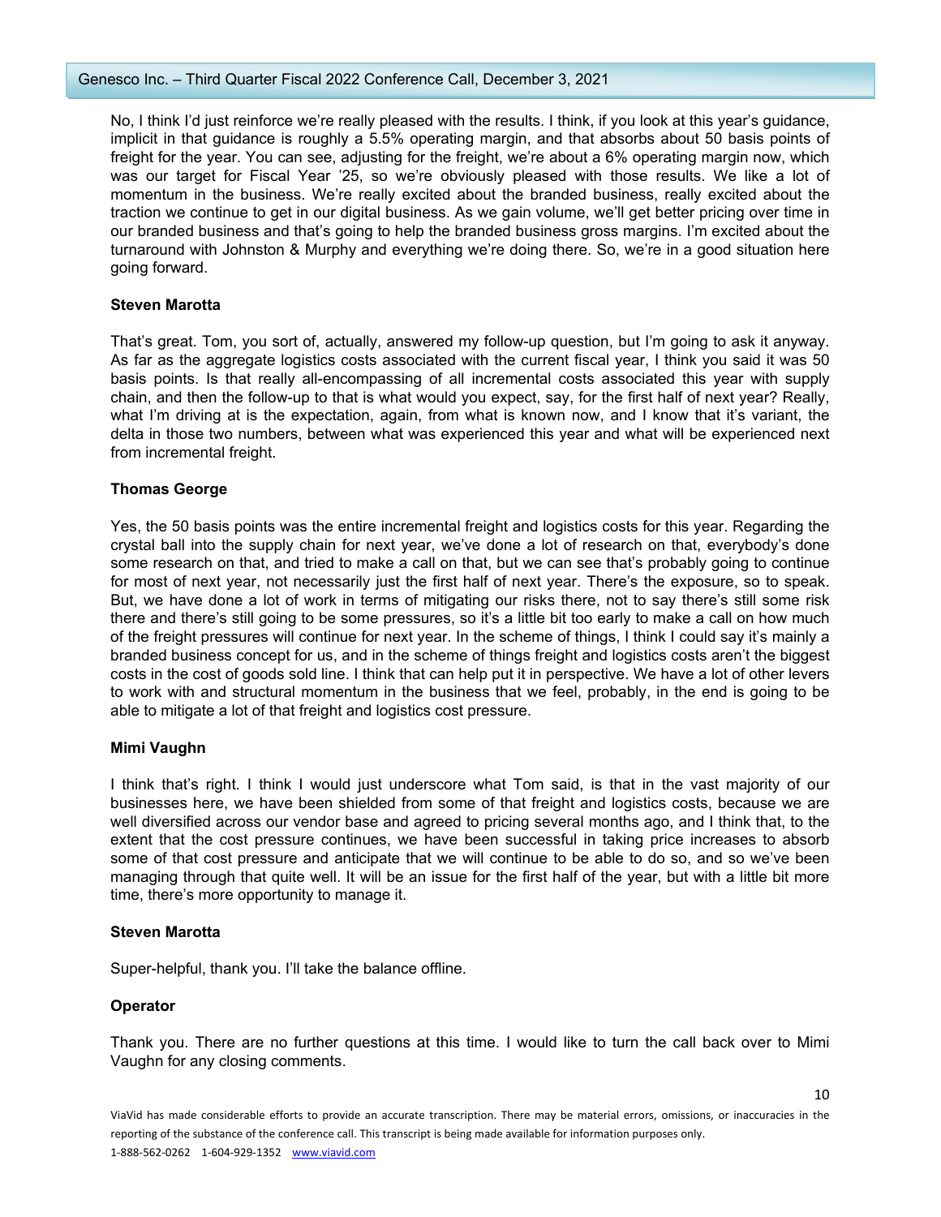No, I think I'd just reinforce we're really pleased with the results. I think, if you look at this year's guidance, implicit in that guidance is roughly a 5.5% operating margin, and that absorbs about 50 basis points of freight for the year. You can see, adjusting for the freight, we're about a 6% operating margin now, which was our target for Fiscal Year '25, so we're obviously pleased with those results. We like a lot of momentum in the business. We're really excited about the branded business, really excited about the traction we continue to get in our digital business. As we gain volume, we'll get better pricing over time in our branded business and that's going to help the branded business gross margins. I'm excited about the turnaround with Johnston & Murphy and everything we're doing there. So, we're in a good situation here going forward.

**Steven Marotta**

That's great. Tom, you sort of, actually, answered my follow-up question, but I'm going to ask it anyway. As far as the aggregate logistics costs associated with the current fiscal year, I think you said it was 50 basis points. Is that really all-encompassing of all incremental costs associated this year with supply chain, and then the follow-up to that is what would you expect, say, for the first half of next year? Really, what I'm driving at is the expectation, again, from what is known now, and I know that it's variant, the delta in those two numbers, between what was experienced this year and what will be experienced next from incremental freight.

**Thomas George**

Yes, the 50 basis points was the entire incremental freight and logistics costs for this year. Regarding the crystal ball into the supply chain for next year, we've done a lot of research on that, everybody's done some research on that, and tried to make a call on that, but we can see that's probably going to continue for most of next year, not necessarily just the first half of next year. There's the exposure, so to speak. But, we have done a lot of work in terms of mitigating our risks there, not to say there's still some risk there and there's still going to be some pressures, so it's a little bit too early to make a call on how much of the freight pressures will continue for next year. In the scheme of things, I think I could say it's mainly a branded business concept for us, and in the scheme of things freight and logistics costs aren't the biggest costs in the cost of goods sold line. I think that can help put it in perspective. We have a lot of other levers to work with and structural momentum in the business that we feel, probably, in the end is going to be able to mitigate a lot of that freight and logistics cost pressure.

**Mimi Vaughn**

I think that's right. I think I would just underscore what Tom said, is that in the vast majority of our businesses here, we have been shielded from some of that freight and logistics costs, because we are well diversified across our vendor base and agreed to pricing several months ago, and I think that, to the extent that the cost pressure continues, we have been successful in taking price increases to absorb some of that cost pressure and anticipate that we will continue to be able to do so, and so we've been managing through that quite well. It will be an issue for the first half of the year, but with a little bit more time, there's more opportunity to manage it.

**Steven Marotta**

Super-helpful, thank you. I'll take the balance offline.

**Operator**

Thank you. There are no further questions at this time. I would like to turn the call back over to Mimi Vaughn for any closing comments.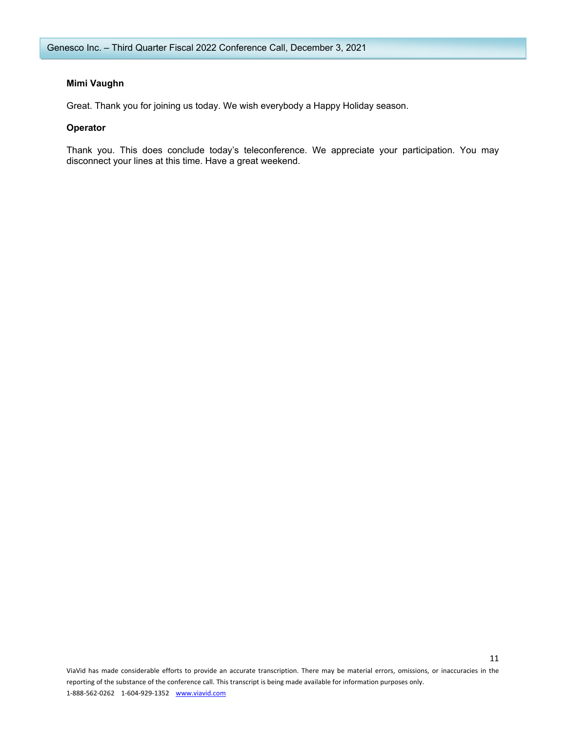**Mimi Vaughn**

Great. Thank you for joining us today. We wish everybody a Happy Holiday season.

**Operator**

Thank you. This does conclude today's teleconference. We appreciate your participation. You may disconnect your lines at this time. Have a great weekend.